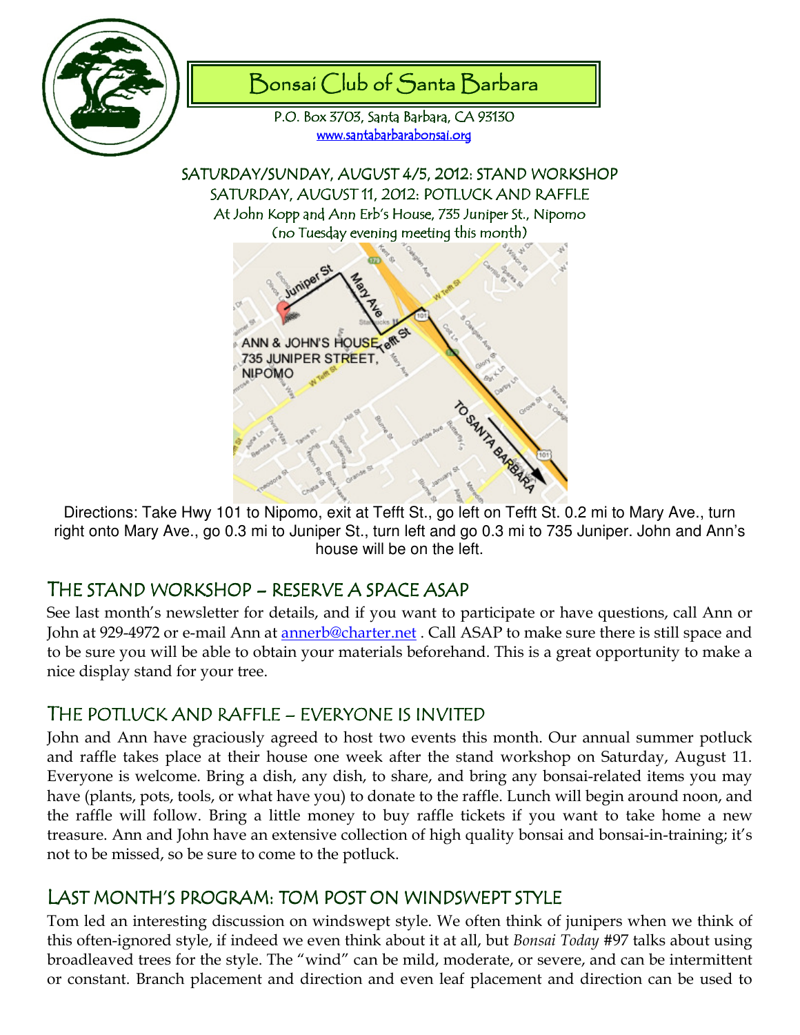# Bonsai Club of Santa Barbara

P.O. Box 3703, Santa Barbara, CA 93130
www.santabarbarabonsai.org

SATURDAY/SUNDAY, AUGUST 4/5, 2012: STAND WORKSHOP
SATURDAY, AUGUST 11, 2012: POTLUCK AND RAFFLE
At John Kopp and Ann Erb's House, 735 Juniper St., Nipomo
(no Tuesday evening meeting this month)

Directions: Take Hwy 101 to Nipomo, exit at Tefft St., go left on Tefft St. 0.2 mi to Mary Ave., turn right onto Mary Ave., go 0.3 mi to Juniper St., turn left and go 0.3 mi to 735 Juniper. John and Ann's house will be on the left.

## THE STAND WORKSHOP – RESERVE A SPACE ASAP

See last month's newsletter for details, and if you want to participate or have questions, call Ann or John at 929-4972 or e-mail Ann at annerb@charter.net . Call ASAP to make sure there is still space and to be sure you will be able to obtain your materials beforehand. This is a great opportunity to make a nice display stand for your tree.

## THE POTLUCK AND RAFFLE – EVERYONE IS INVITED

John and Ann have graciously agreed to host two events this month. Our annual summer potluck and raffle takes place at their house one week after the stand workshop on Saturday, August 11. Everyone is welcome. Bring a dish, any dish, to share, and bring any bonsai-related items you may have (plants, pots, tools, or what have you) to donate to the raffle. Lunch will begin around noon, and the raffle will follow. Bring a little money to buy raffle tickets if you want to take home a new treasure. Ann and John have an extensive collection of high quality bonsai and bonsai-in-training; it's not to be missed, so be sure to come to the potluck.

## LAST MONTH'S PROGRAM: TOM POST ON WINDSWEPT STYLE

Tom led an interesting discussion on windswept style. We often think of junipers when we think of this often-ignored style, if indeed we even think about it at all, but *Bonsai Today* #97 talks about using broadleaved trees for the style. The "wind" can be mild, moderate, or severe, and can be intermittent or constant. Branch placement and direction and even leaf placement and direction can be used to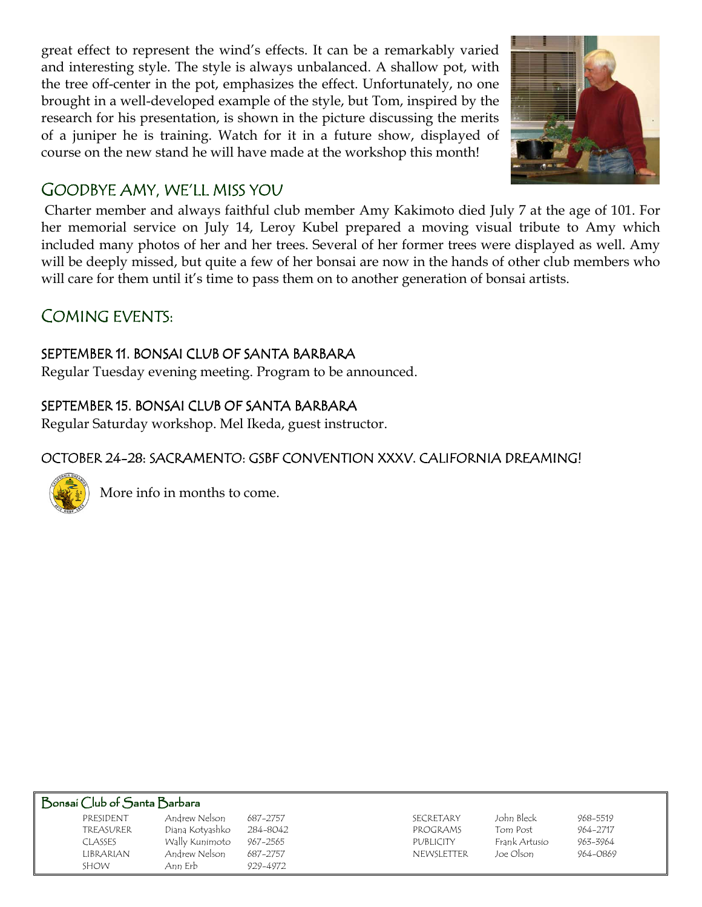great effect to represent the wind's effects. It can be a remarkably varied and interesting style. The style is always unbalanced. A shallow pot, with the tree off-center in the pot, emphasizes the effect. Unfortunately, no one brought in a well-developed example of the style, but Tom, inspired by the research for his presentation, is shown in the picture discussing the merits of a juniper he is training. Watch for it in a future show, displayed of course on the new stand he will have made at the workshop this month!

## GOODBYE AMY, WE'LL MISS YOU

Charter member and always faithful club member Amy Kakimoto died July 7 at the age of 101. For her memorial service on July 14, Leroy Kubel prepared a moving visual tribute to Amy which included many photos of her and her trees. Several of her former trees were displayed as well. Amy will be deeply missed, but quite a few of her bonsai are now in the hands of other club members who will care for them until it's time to pass them on to another generation of bonsai artists.

## COMING EVENTS:

### SEPTEMBER 11. BONSAI CLUB OF SANTA BARBARA

Regular Tuesday evening meeting. Program to be announced.

### SEPTEMBER 15. BONSAI CLUB OF SANTA BARBARA

Regular Saturday workshop. Mel Ikeda, guest instructor.

### OCTOBER 24-28: SACRAMENTO: GSBF CONVENTION XXXV. CALIFORNIA DREAMING!

More info in months to come.

**Bonsai Club of Santa Barbara**

| | | | | | |
|---|---|---|---|---|---|
| PRESIDENT | Andrew Nelson | 687-2757 | SECRETARY | John Bleck | 968-5519 |
| TREASURER | Diana Kotyashko | 284-8042 | PROGRAMS | Tom Post | 964-2717 |
| CLASSES | Wally Kunimoto | 967-2565 | PUBLICITY | Frank Artusio | 963-3964 |
| LIBRARIAN | Andrew Nelson | 687-2757 | NEWSLETTER | Joe Olson | 964-0869 |
| SHOW | Ann Erb | 929-4972 | | | |